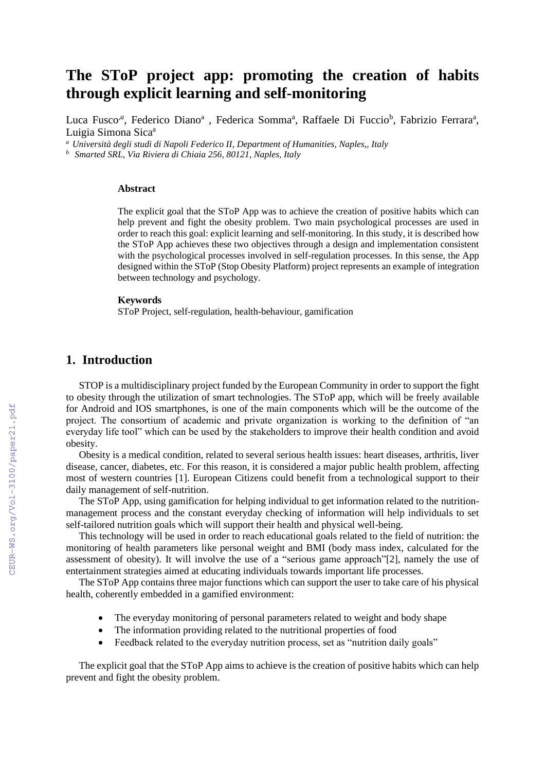# The SToP project app: promoting the creation of habits through explicit learning and self-monitoring

Luca Fusco[a], Federico Diano[a] , Federica Somma[a], Raffaele Di Fuccio[b], Fabrizio Ferrara[a], Luigia Simona Sica[a]

[a] *Università degli studi di Napoli Federico II, Department of Humanities, Naples,, Italy*

[b] *Smarted SRL, Via Riviera di Chiaia 256, 80121, Naples, Italy*

### Abstract

The explicit goal that the SToP App was to achieve the creation of positive habits which can help prevent and fight the obesity problem. Two main psychological processes are used in order to reach this goal: explicit learning and self-monitoring. In this study, it is described how the SToP App achieves these two objectives through a design and implementation consistent with the psychological processes involved in self-regulation processes. In this sense, the App designed within the SToP (Stop Obesity Platform) project represents an example of integration between technology and psychology.

### Keywords

SToP Project, self-regulation, health-behaviour, gamification

## 1. Introduction

STOP is a multidisciplinary project funded by the European Community in order to support the fight to obesity through the utilization of smart technologies. The SToP app, which will be freely available for Android and IOS smartphones, is one of the main components which will be the outcome of the project. The consortium of academic and private organization is working to the definition of "an everyday life tool" which can be used by the stakeholders to improve their health condition and avoid obesity.

Obesity is a medical condition, related to several serious health issues: heart diseases, arthritis, liver disease, cancer, diabetes, etc. For this reason, it is considered a major public health problem, affecting most of western countries [1]. European Citizens could benefit from a technological support to their daily management of self-nutrition.

The SToP App, using gamification for helping individual to get information related to the nutrition-management process and the constant everyday checking of information will help individuals to set self-tailored nutrition goals which will support their health and physical well-being.

This technology will be used in order to reach educational goals related to the field of nutrition: the monitoring of health parameters like personal weight and BMI (body mass index, calculated for the assessment of obesity). It will involve the use of a "serious game approach"[2], namely the use of entertainment strategies aimed at educating individuals towards important life processes.

The SToP App contains three major functions which can support the user to take care of his physical health, coherently embedded in a gamified environment:

- The everyday monitoring of personal parameters related to weight and body shape
- The information providing related to the nutritional properties of food
- Feedback related to the everyday nutrition process, set as "nutrition daily goals"

The explicit goal that the SToP App aims to achieve is the creation of positive habits which can help prevent and fight the obesity problem.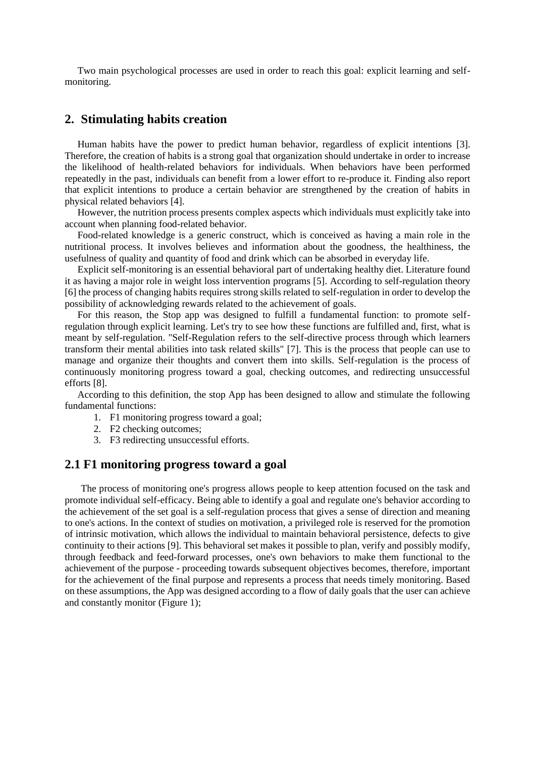Two main psychological processes are used in order to reach this goal: explicit learning and self-monitoring.

## 2. Stimulating habits creation

Human habits have the power to predict human behavior, regardless of explicit intentions [3]. Therefore, the creation of habits is a strong goal that organization should undertake in order to increase the likelihood of health-related behaviors for individuals. When behaviors have been performed repeatedly in the past, individuals can benefit from a lower effort to re-produce it. Finding also report that explicit intentions to produce a certain behavior are strengthened by the creation of habits in physical related behaviors [4].

However, the nutrition process presents complex aspects which individuals must explicitly take into account when planning food-related behavior.

Food-related knowledge is a generic construct, which is conceived as having a main role in the nutritional process. It involves believes and information about the goodness, the healthiness, the usefulness of quality and quantity of food and drink which can be absorbed in everyday life.

Explicit self-monitoring is an essential behavioral part of undertaking healthy diet. Literature found it as having a major role in weight loss intervention programs [5]. According to self-regulation theory [6] the process of changing habits requires strong skills related to self-regulation in order to develop the possibility of acknowledging rewards related to the achievement of goals.

For this reason, the Stop app was designed to fulfill a fundamental function: to promote self-regulation through explicit learning. Let's try to see how these functions are fulfilled and, first, what is meant by self-regulation. "Self-Regulation refers to the self-directive process through which learners transform their mental abilities into task related skills" [7]. This is the process that people can use to manage and organize their thoughts and convert them into skills. Self-regulation is the process of continuously monitoring progress toward a goal, checking outcomes, and redirecting unsuccessful efforts [8].

According to this definition, the stop App has been designed to allow and stimulate the following fundamental functions:

1. F1 monitoring progress toward a goal;
2. F2 checking outcomes;
3. F3 redirecting unsuccessful efforts.

## 2.1 F1 monitoring progress toward a goal

The process of monitoring one's progress allows people to keep attention focused on the task and promote individual self-efficacy. Being able to identify a goal and regulate one's behavior according to the achievement of the set goal is a self-regulation process that gives a sense of direction and meaning to one's actions. In the context of studies on motivation, a privileged role is reserved for the promotion of intrinsic motivation, which allows the individual to maintain behavioral persistence, defects to give continuity to their actions [9]. This behavioral set makes it possible to plan, verify and possibly modify, through feedback and feed-forward processes, one's own behaviors to make them functional to the achievement of the purpose - proceeding towards subsequent objectives becomes, therefore, important for the achievement of the final purpose and represents a process that needs timely monitoring. Based on these assumptions, the App was designed according to a flow of daily goals that the user can achieve and constantly monitor (Figure 1);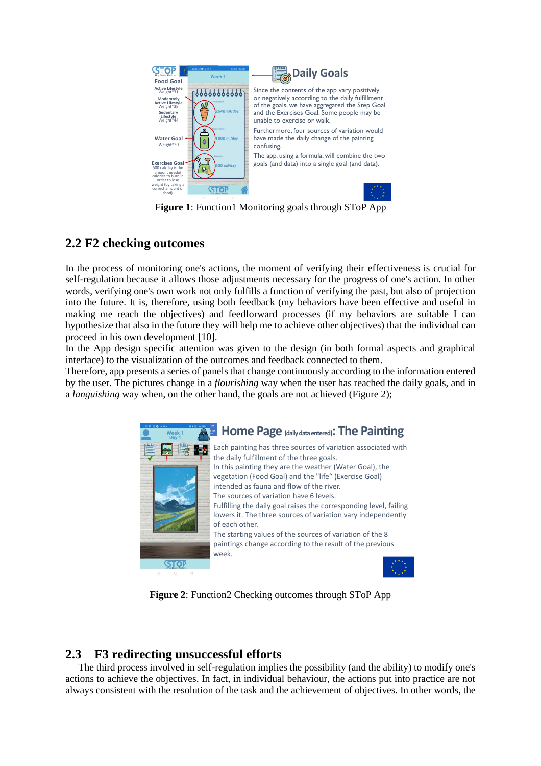**Figure 1**: Function1 Monitoring goals through SToP App

## 2.2 F2 checking outcomes

In the process of monitoring one's actions, the moment of verifying their effectiveness is crucial for self-regulation because it allows those adjustments necessary for the progress of one's action. In other words, verifying one's own work not only fulfills a function of verifying the past, but also of projection into the future. It is, therefore, using both feedback (my behaviors have been effective and useful in making me reach the objectives) and feedforward processes (if my behaviors are suitable I can hypothesize that also in the future they will help me to achieve other objectives) that the individual can proceed in his own development [10].

In the App design specific attention was given to the design (in both formal aspects and graphical interface) to the visualization of the outcomes and feedback connected to them.

Therefore, app presents a series of panels that change continuously according to the information entered by the user. The pictures change in a *flourishing* way when the user has reached the daily goals, and in a *languishing* way when, on the other hand, the goals are not achieved (Figure 2);

**Figure 2**: Function2 Checking outcomes through SToP App

## 2.3 F3 redirecting unsuccessful efforts

The third process involved in self-regulation implies the possibility (and the ability) to modify one's actions to achieve the objectives. In fact, in individual behaviour, the actions put into practice are not always consistent with the resolution of the task and the achievement of objectives. In other words, the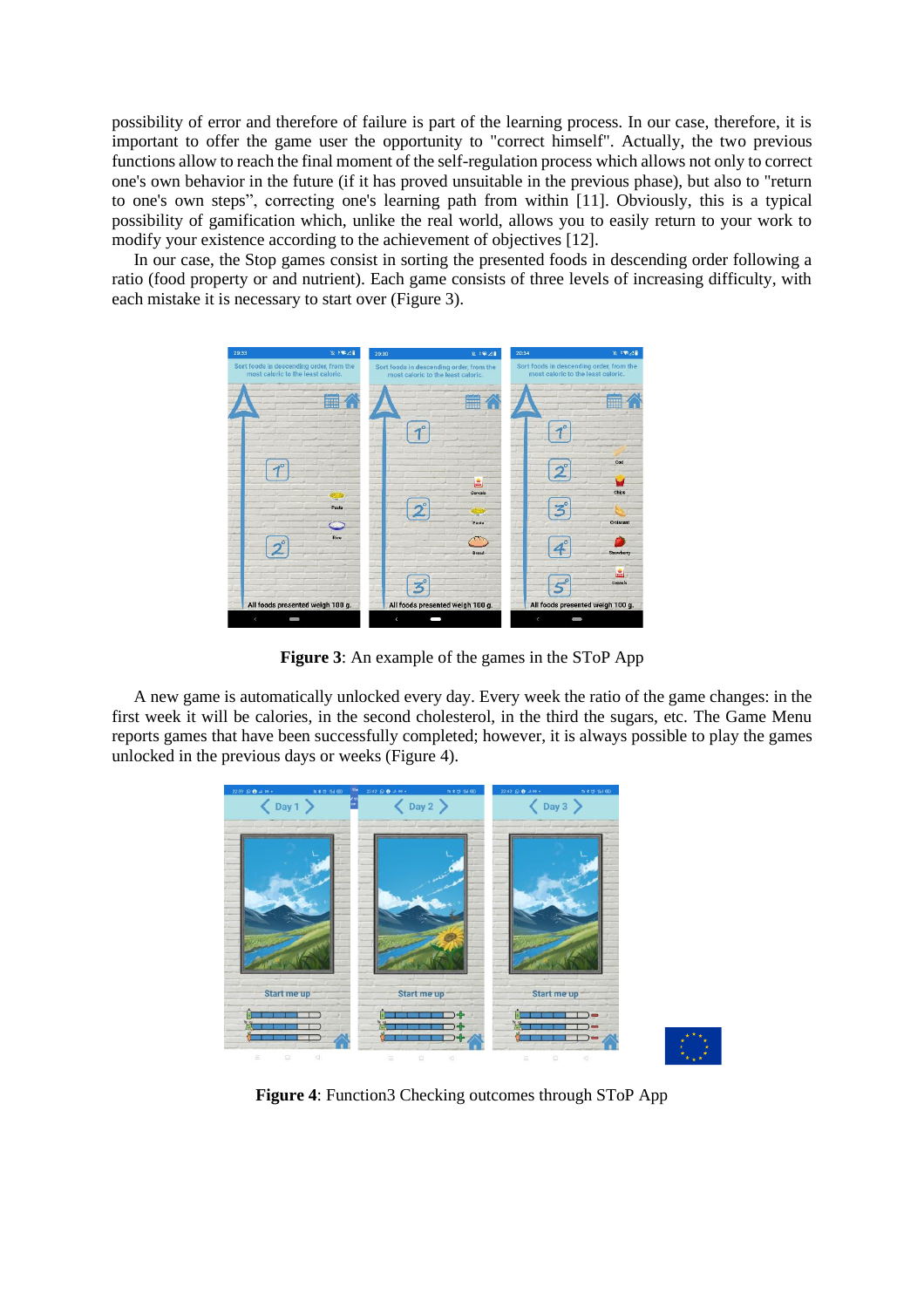possibility of error and therefore of failure is part of the learning process. In our case, therefore, it is important to offer the game user the opportunity to "correct himself". Actually, the two previous functions allow to reach the final moment of the self-regulation process which allows not only to correct one's own behavior in the future (if it has proved unsuitable in the previous phase), but also to "return to one's own steps", correcting one's learning path from within [11]. Obviously, this is a typical possibility of gamification which, unlike the real world, allows you to easily return to your work to modify your existence according to the achievement of objectives [12].

In our case, the Stop games consist in sorting the presented foods in descending order following a ratio (food property or and nutrient). Each game consists of three levels of increasing difficulty, with each mistake it is necessary to start over (Figure 3).

**Figure 3**: An example of the games in the SToP App

A new game is automatically unlocked every day. Every week the ratio of the game changes: in the first week it will be calories, in the second cholesterol, in the third the sugars, etc. The Game Menu reports games that have been successfully completed; however, it is always possible to play the games unlocked in the previous days or weeks (Figure 4).

**Figure 4**: Function3 Checking outcomes through SToP App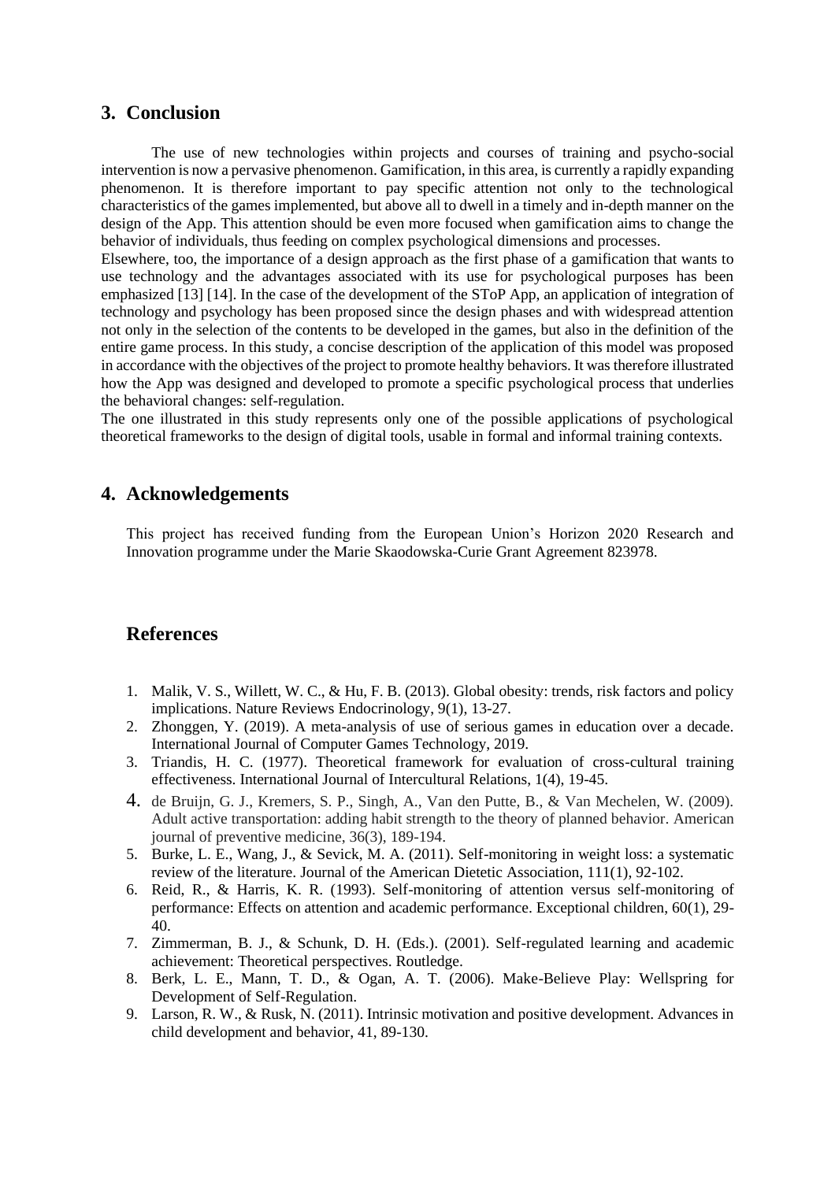## 3. Conclusion

The use of new technologies within projects and courses of training and psycho-social intervention is now a pervasive phenomenon. Gamification, in this area, is currently a rapidly expanding phenomenon. It is therefore important to pay specific attention not only to the technological characteristics of the games implemented, but above all to dwell in a timely and in-depth manner on the design of the App. This attention should be even more focused when gamification aims to change the behavior of individuals, thus feeding on complex psychological dimensions and processes.

Elsewhere, too, the importance of a design approach as the first phase of a gamification that wants to use technology and the advantages associated with its use for psychological purposes has been emphasized [13] [14]. In the case of the development of the SToP App, an application of integration of technology and psychology has been proposed since the design phases and with widespread attention not only in the selection of the contents to be developed in the games, but also in the definition of the entire game process. In this study, a concise description of the application of this model was proposed in accordance with the objectives of the project to promote healthy behaviors. It was therefore illustrated how the App was designed and developed to promote a specific psychological process that underlies the behavioral changes: self-regulation.

The one illustrated in this study represents only one of the possible applications of psychological theoretical frameworks to the design of digital tools, usable in formal and informal training contexts.

## 4. Acknowledgements

This project has received funding from the European Union's Horizon 2020 Research and Innovation programme under the Marie Skaodowska-Curie Grant Agreement 823978.

## References

1. Malik, V. S., Willett, W. C., & Hu, F. B. (2013). Global obesity: trends, risk factors and policy implications. Nature Reviews Endocrinology, 9(1), 13-27.
2. Zhonggen, Y. (2019). A meta-analysis of use of serious games in education over a decade. International Journal of Computer Games Technology, 2019.
3. Triandis, H. C. (1977). Theoretical framework for evaluation of cross-cultural training effectiveness. International Journal of Intercultural Relations, 1(4), 19-45.
4. de Bruijn, G. J., Kremers, S. P., Singh, A., Van den Putte, B., & Van Mechelen, W. (2009). Adult active transportation: adding habit strength to the theory of planned behavior. American journal of preventive medicine, 36(3), 189-194.
5. Burke, L. E., Wang, J., & Sevick, M. A. (2011). Self-monitoring in weight loss: a systematic review of the literature. Journal of the American Dietetic Association, 111(1), 92-102.
6. Reid, R., & Harris, K. R. (1993). Self-monitoring of attention versus self-monitoring of performance: Effects on attention and academic performance. Exceptional children, 60(1), 29-40.
7. Zimmerman, B. J., & Schunk, D. H. (Eds.). (2001). Self-regulated learning and academic achievement: Theoretical perspectives. Routledge.
8. Berk, L. E., Mann, T. D., & Ogan, A. T. (2006). Make-Believe Play: Wellspring for Development of Self-Regulation.
9. Larson, R. W., & Rusk, N. (2011). Intrinsic motivation and positive development. Advances in child development and behavior, 41, 89-130.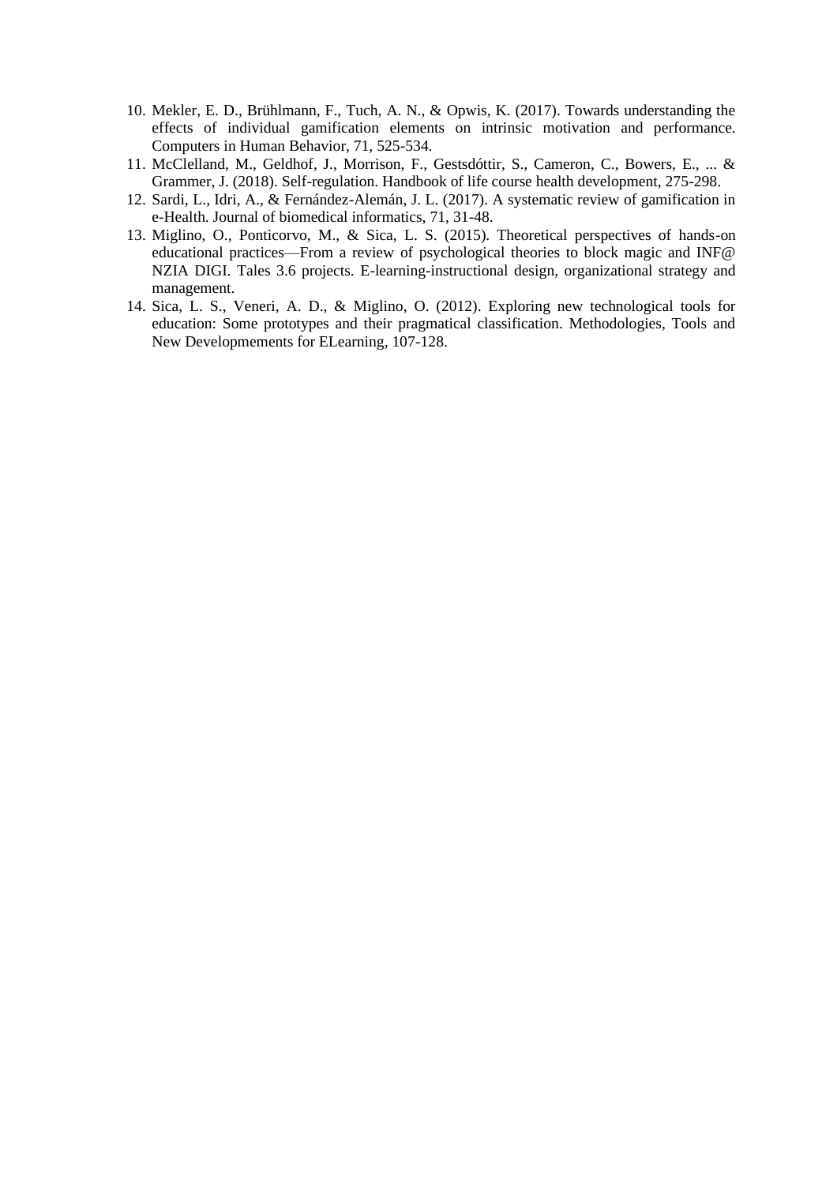10. Mekler, E. D., Brühlmann, F., Tuch, A. N., & Opwis, K. (2017). Towards understanding the effects of individual gamification elements on intrinsic motivation and performance. Computers in Human Behavior, 71, 525-534.
11. McClelland, M., Geldhof, J., Morrison, F., Gestsdóttir, S., Cameron, C., Bowers, E., ... & Grammer, J. (2018). Self-regulation. Handbook of life course health development, 275-298.
12. Sardi, L., Idri, A., & Fernández-Alemán, J. L. (2017). A systematic review of gamification in e-Health. Journal of biomedical informatics, 71, 31-48.
13. Miglino, O., Ponticorvo, M., & Sica, L. S. (2015). Theoretical perspectives of hands-on educational practices—From a review of psychological theories to block magic and INF@ NZIA DIGI. Tales 3.6 projects. E-learning-instructional design, organizational strategy and management.
14. Sica, L. S., Veneri, A. D., & Miglino, O. (2012). Exploring new technological tools for education: Some prototypes and their pragmatical classification. Methodologies, Tools and New Developmements for ELearning, 107-128.